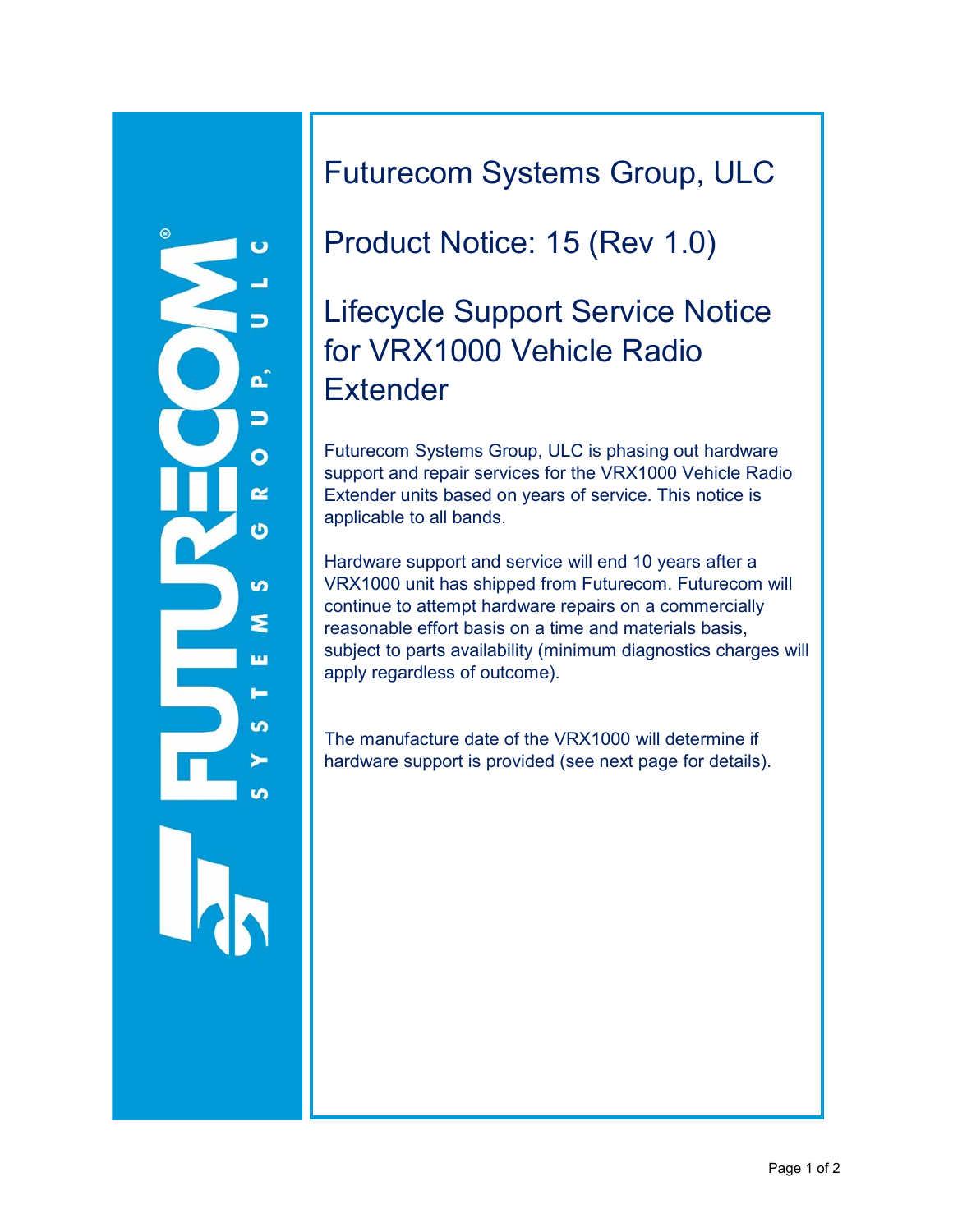# Futurecom Systems Group, ULC

## Product Notice: 15 (Rev 1.0)

## Lifecycle Support Service Notice for VRX1000 Vehicle Radio Extender

Futurecom Systems Group, ULC is phasing out hardware support and repair services for the VRX1000 Vehicle Radio Extender units based on years of service. This notice is applicable to all bands.

Hardware support and service will end 10 years after a VRX1000 unit has shipped from Futurecom. Futurecom will continue to attempt hardware repairs on a commercially reasonable effort basis on a time and materials basis, subject to parts availability (minimum diagnostics charges will apply regardless of outcome).

The manufacture date of the VRX1000 will determine if hardware support is provided (see next page for details).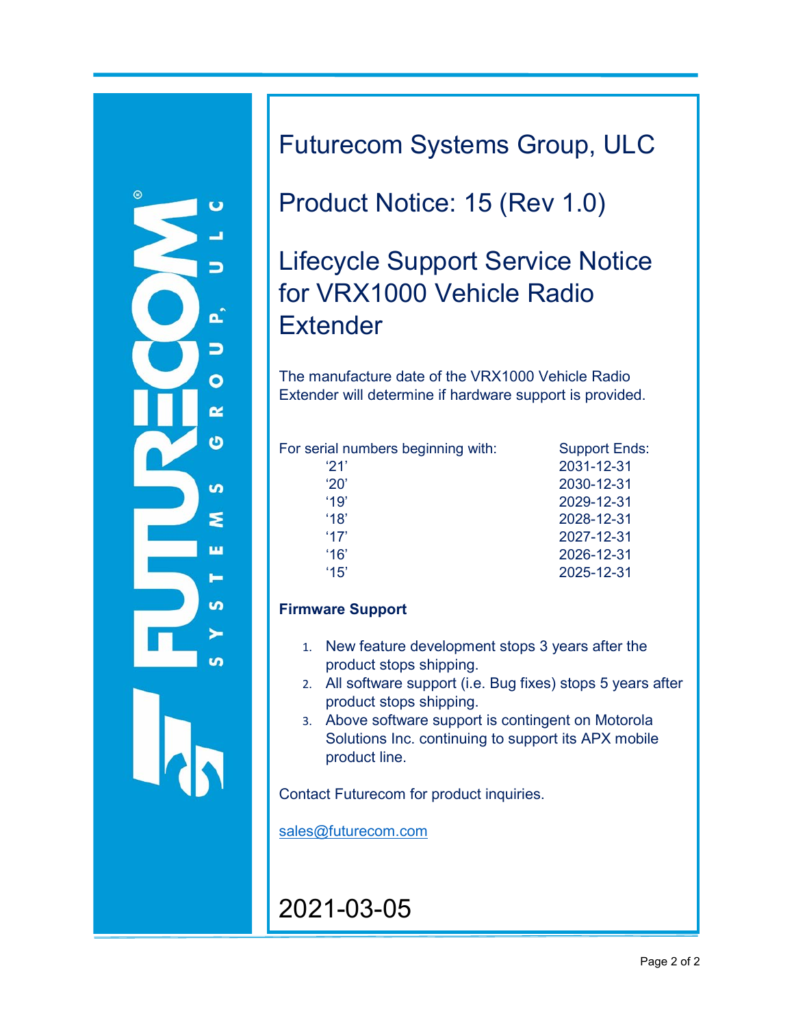# Futurecom Systems Group, ULC

## Product Notice: 15 (Rev 1.0)

## Lifecycle Support Service Notice for VRX1000 Vehicle Radio Extender

The manufacture date of the VRX1000 Vehicle Radio Extender will determine if hardware support is provided.

| For serial numbers beginning with: | Support Ends: |
|---|---|
| '21' | 2031-12-31 |
| '20' | 2030-12-31 |
| '19' | 2029-12-31 |
| '18' | 2028-12-31 |
| '17' | 2027-12-31 |
| '16' | 2026-12-31 |
| '15' | 2025-12-31 |

**Firmware Support**

1. New feature development stops 3 years after the product stops shipping.
2. All software support (i.e. Bug fixes) stops 5 years after product stops shipping.
3. Above software support is contingent on Motorola Solutions Inc. continuing to support its APX mobile product line.

Contact Futurecom for product inquiries.

sales@futurecom.com

2021-03-05